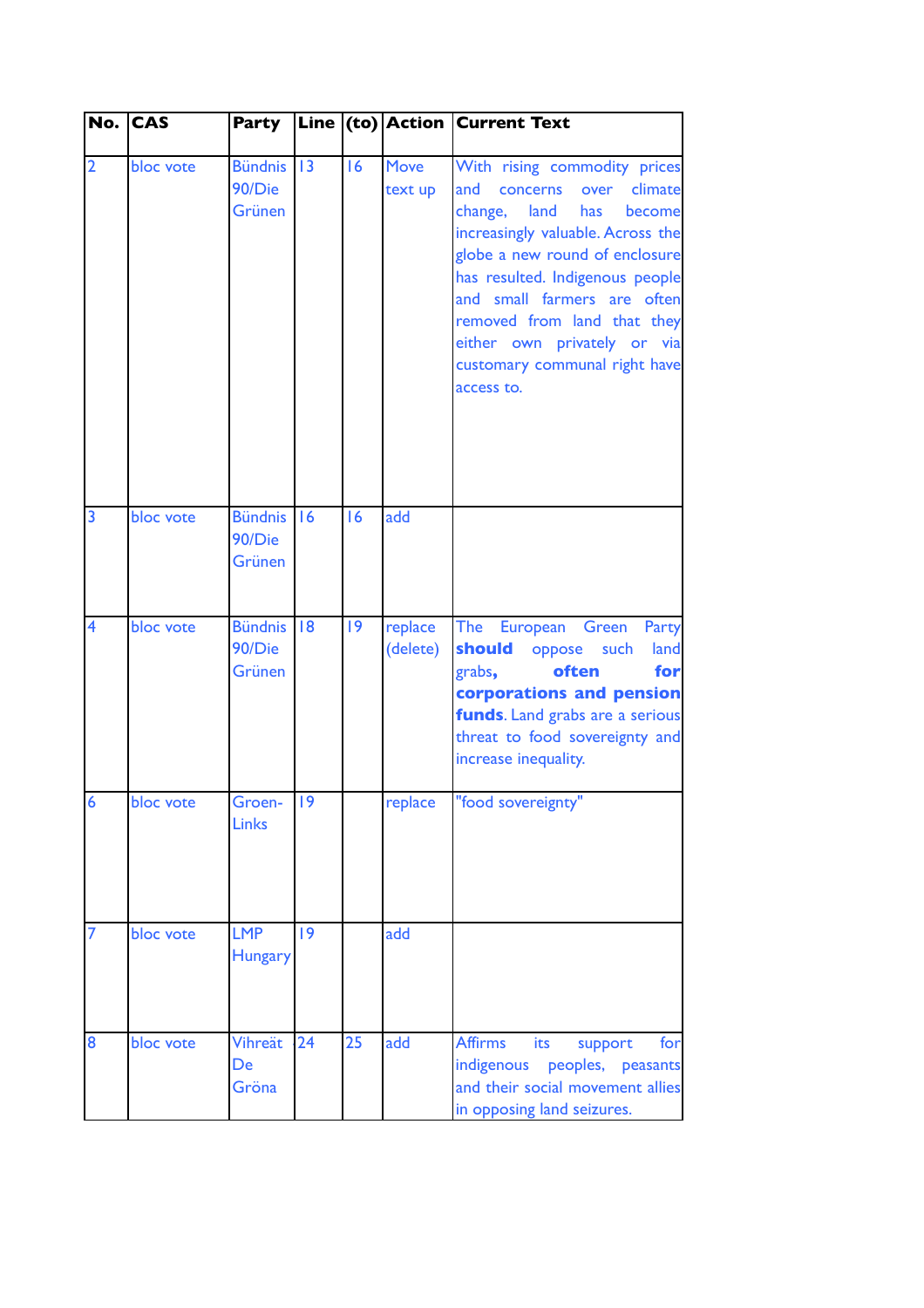| No. | CAS | Party | Line | (to) | Action | Current Text |
|---|---|---|---|---|---|---|
| 2 | bloc vote | Bündnis 90/Die Grünen | 13 | 16 | Move text up | With rising commodity prices and concerns over climate change, land has become increasingly valuable. Across the globe a new round of enclosure has resulted. Indigenous people and small farmers are often removed from land that they either own privately or via customary communal right have access to. |
| 3 | bloc vote | Bündnis 90/Die Grünen | 16 | 16 | add | |
| 4 | bloc vote | Bündnis 90/Die Grünen | 18 | 19 | replace (delete) | The European Green Party **should** oppose such land grabs**, often for corporations and pension funds**. Land grabs are a serious threat to food sovereignty and increase inequality. |
| 6 | bloc vote | Groen-Links | 19 | | replace | "food sovereignty" |
| 7 | bloc vote | LMP Hungary | 19 | | add | |
| 8 | bloc vote | Vihreät De Gröna | 24 | 25 | add | Affirms its support for indigenous peoples, peasants and their social movement allies in opposing land seizures. |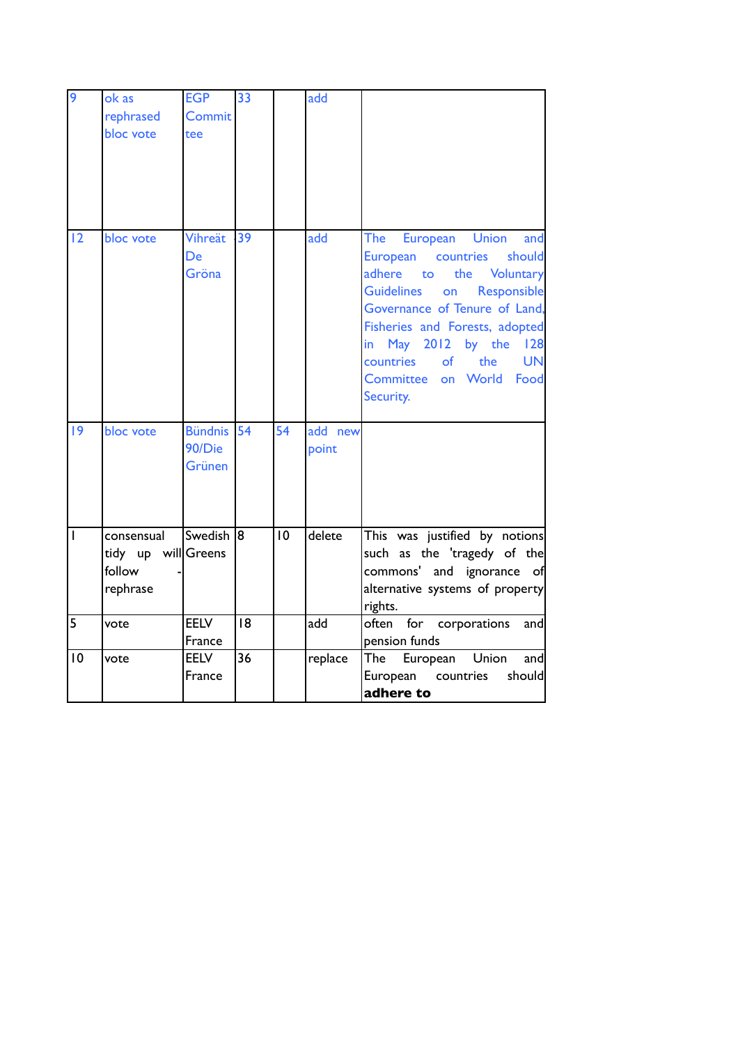| 9 | ok as rephrased bloc vote | EGP Committee | 33 | | add | |
|---|---|---|---|---|---|---|
| 12 | bloc vote | Vihreät De Gröna | 39 | | add | The European Union and European countries should adhere to the Voluntary Guidelines on Responsible Governance of Tenure of Land, Fisheries and Forests, adopted in May 2012 by the 128 countries of the UN Committee on World Food Security. |
| 19 | bloc vote | Bündnis 90/Die Grünen | 54 | 54 | add new point | |
| 1 | consensual tidy up will follow - rephrase | Swedish Greens | 8 | 10 | delete | This was justified by notions such as the 'tragedy of the commons' and ignorance of alternative systems of property rights. |
| 5 | vote | EELV France | 18 | | add | often for corporations and pension funds |
| 10 | vote | EELV France | 36 | | replace | The European Union and European countries should **adhere to** |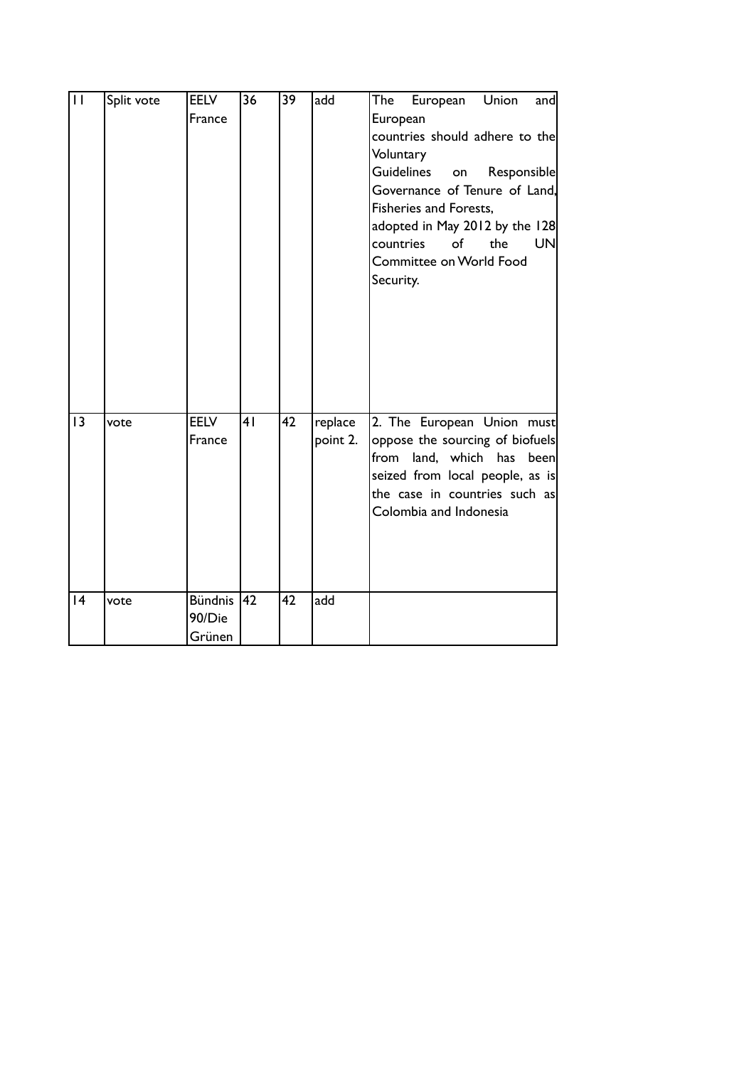| 11 | Split vote | EELV France | 36 | 39 | add | The European Union and European countries should adhere to the Voluntary Guidelines on Responsible Governance of Tenure of Land, Fisheries and Forests, adopted in May 2012 by the 128 countries of the UN Committee on World Food Security. |
|---|---|---|---|---|---|---|
| 13 | vote | EELV France | 41 | 42 | replace point 2. | 2. The European Union must oppose the sourcing of biofuels from land, which has been seized from local people, as is the case in countries such as Colombia and Indonesia |
| 14 | vote | Bündnis 90/Die Grünen | 42 | 42 | add | |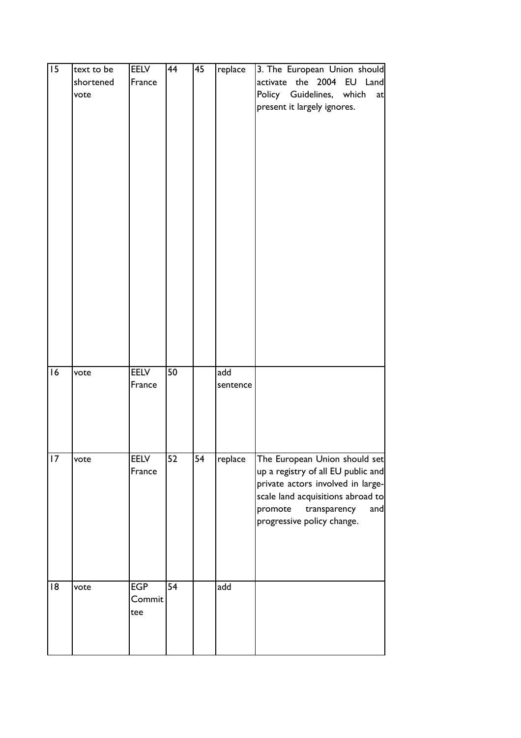| 15 | text to be shortened vote | EELV France | 44 | 45 | replace | 3. The European Union should activate the 2004 EU Land Policy Guidelines, which at present it largely ignores. |
|---|---|---|---|---|---|---|
| 16 | vote | EELV France | 50 | | add sentence | |
| 17 | vote | EELV France | 52 | 54 | replace | The European Union should set up a registry of all EU public and private actors involved in large-scale land acquisitions abroad to promote transparency and progressive policy change. |
| 18 | vote | EGP Committee | 54 | | add | |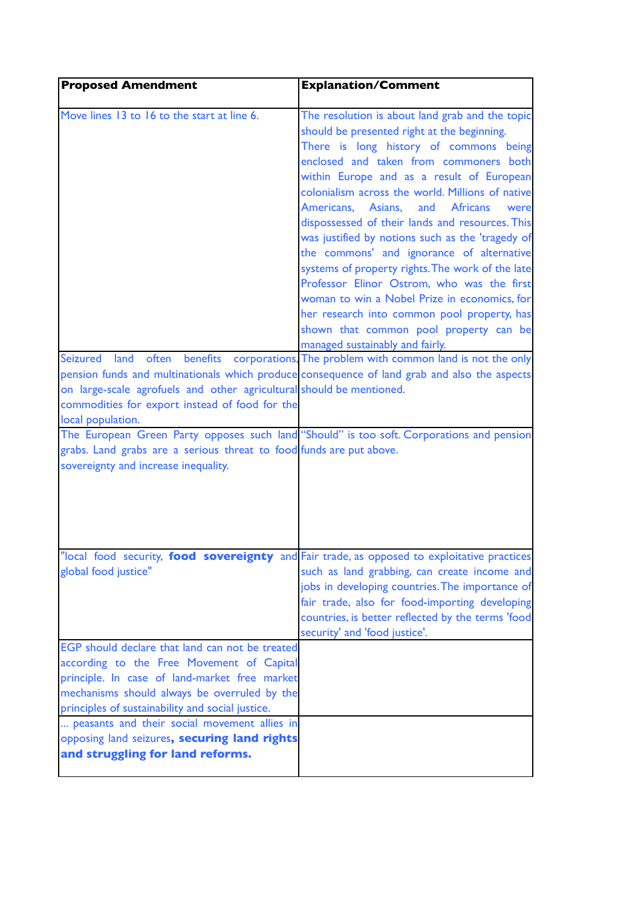| Proposed Amendment | Explanation/Comment |
|---|---|
| Move lines 13 to 16 to the start at line 6. | The resolution is about land grab and the topic should be presented right at the beginning. There is long history of commons being enclosed and taken from commoners both within Europe and as a result of European colonialism across the world. Millions of native Americans, Asians, and Africans were dispossessed of their lands and resources. This was justified by notions such as the 'tragedy of the commons' and ignorance of alternative systems of property rights. The work of the late Professor Elinor Ostrom, who was the first woman to win a Nobel Prize in economics, for her research into common pool property, has shown that common pool property can be managed sustainably and fairly. |
| Seized land often benefits corporations, pension funds and multinationals which produce on large-scale agrofuels and other agricultural commodities for export instead of food for the local population. | The problem with common land is not the only consequence of land grab and also the aspects should be mentioned. |
| The European Green Party opposes such land grabs. Land grabs are a serious threat to food sovereignty and increase inequality. | "Should" is too soft. Corporations and pension funds are put above. |
| "local food security, **food sovereignty** and global food justice" | Fair trade, as opposed to exploitative practices such as land grabbing, can create income and jobs in developing countries. The importance of fair trade, also for food-importing developing countries, is better reflected by the terms 'food security' and 'food justice'. |
| EGP should declare that land can not be treated according to the Free Movement of Capital principle. In case of land-market free market mechanisms should always be overruled by the principles of sustainability and social justice. | |
| ... peasants and their social movement allies in opposing land seizures**, securing land rights and struggling for land reforms.** | |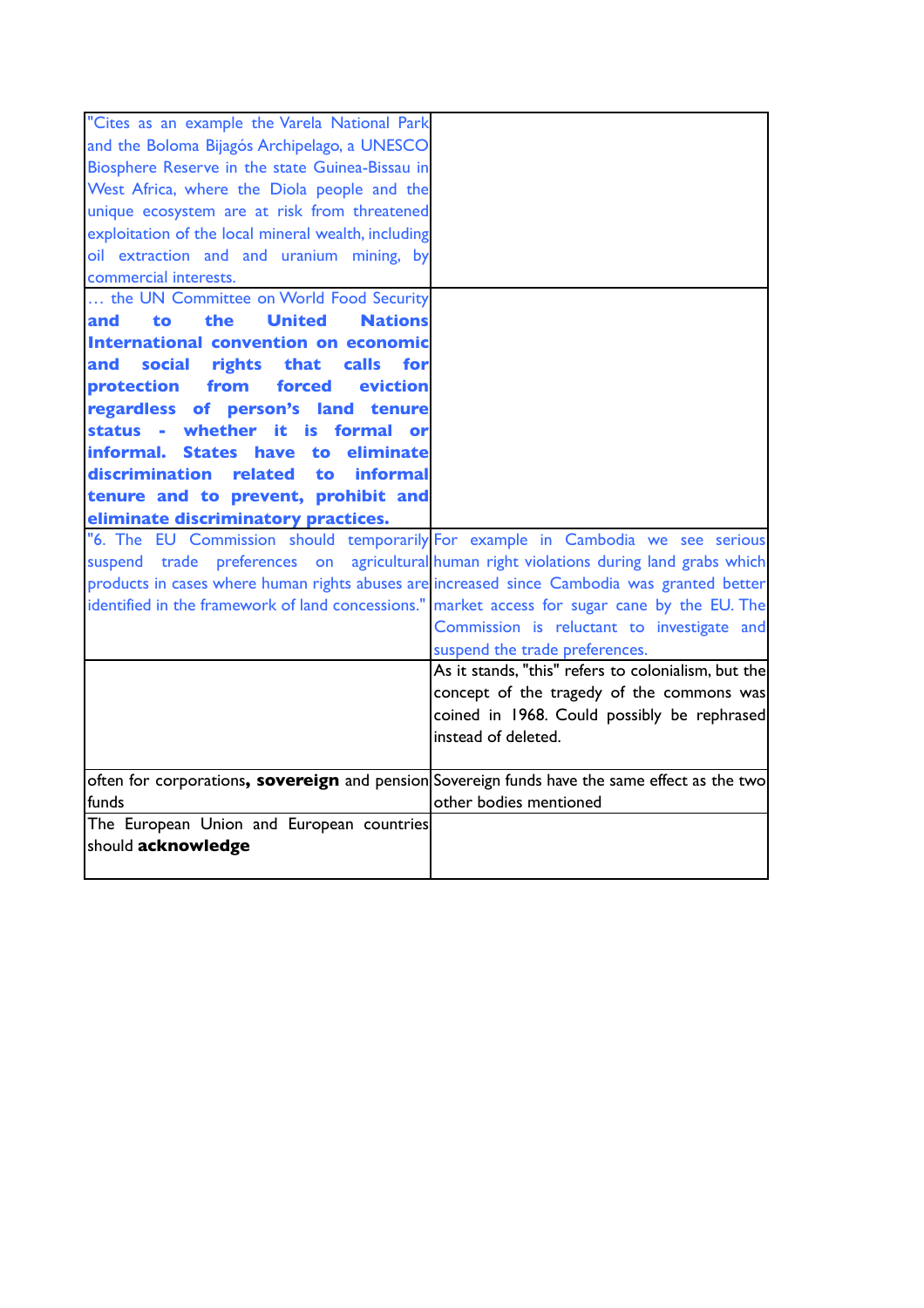| | |
|---|---|
| "Cites as an example the Varela National Park and the Boloma Bijagós Archipelago, a UNESCO Biosphere Reserve in the state Guinea-Bissau in West Africa, where the Diola people and the unique ecosystem are at risk from threatened exploitation of the local mineral wealth, including oil extraction and and uranium mining, by commercial interests. | |
| … the UN Committee on World Food Security **and to the United Nations International convention on economic and social rights that calls for protection from forced eviction regardless of person's land tenure status - whether it is formal or informal. States have to eliminate discrimination related to informal tenure and to prevent, prohibit and eliminate discriminatory practices.** | |
| "6. The EU Commission should temporarily suspend trade preferences on agricultural products in cases where human rights abuses are identified in the framework of land concessions." | For example in Cambodia we see serious human right violations during land grabs which increased since Cambodia was granted better market access for sugar cane by the EU. The Commission is reluctant to investigate and suspend the trade preferences. |
| | As it stands, "this" refers to colonialism, but the concept of the tragedy of the commons was coined in 1968. Could possibly be rephrased instead of deleted. |
| often for corporations**, sovereign** and pension funds | Sovereign funds have the same effect as the two other bodies mentioned |
| The European Union and European countries should **acknowledge** | |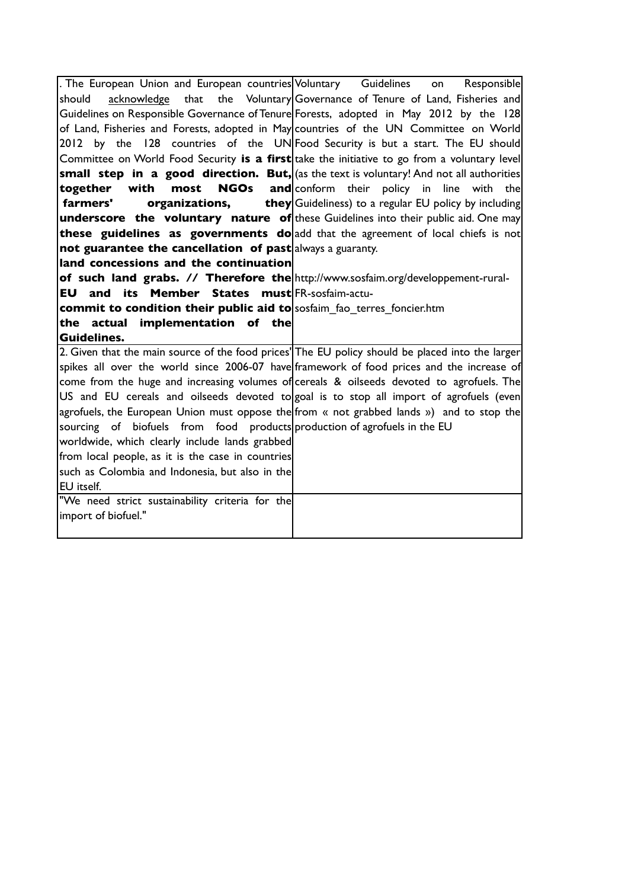| | |
|---|---|
| . The European Union and European countries should <u>acknowledge</u> that the Voluntary Guidelines on Responsible Governance of Tenure of Land, Fisheries and Forests, adopted in May 2012 by the 128 countries of the UN Committee on World Food Security **is a first small step in a good direction. But, together with most NGOs and farmers' organizations, they underscore the voluntary nature of these guidelines as governments do not guarantee the cancellation of past land concessions and the continuation of such land grabs. // Therefore the EU and its Member States must commit to condition their public aid to the actual implementation of the Guidelines.** | Voluntary Guidelines on Responsible Governance of Tenure of Land, Fisheries and Forests, adopted in May 2012 by the 128 countries of the UN Committee on World Food Security is but a start. The EU should take the initiative to go from a voluntary level (as the text is voluntary! And not all authorities conform their policy in line with the Guideliness) to a regular EU policy by including these Guidelines into their public aid. One may add that the agreement of local chiefs is not always a guaranty.<br><br>http://www.sosfaim.org/developpement-rural-FR-sosfaim-actu-sosfaim_fao_terres_foncier.htm |
| 2. Given that the main source of the food prices' spikes all over the world since 2006-07 have come from the huge and increasing volumes of US and EU cereals and oilseeds devoted to agrofuels, the European Union must oppose the sourcing of biofuels from food products worldwide, which clearly include lands grabbed from local people, as it is the case in countries such as Colombia and Indonesia, but also in the EU itself. | The EU policy should be placed into the larger framework of food prices and the increase of cereals & oilseeds devoted to agrofuels. The goal is to stop all import of agrofuels (even from « not grabbed lands ») and to stop the production of agrofuels in the EU |
| "We need strict sustainability criteria for the import of biofuel." | |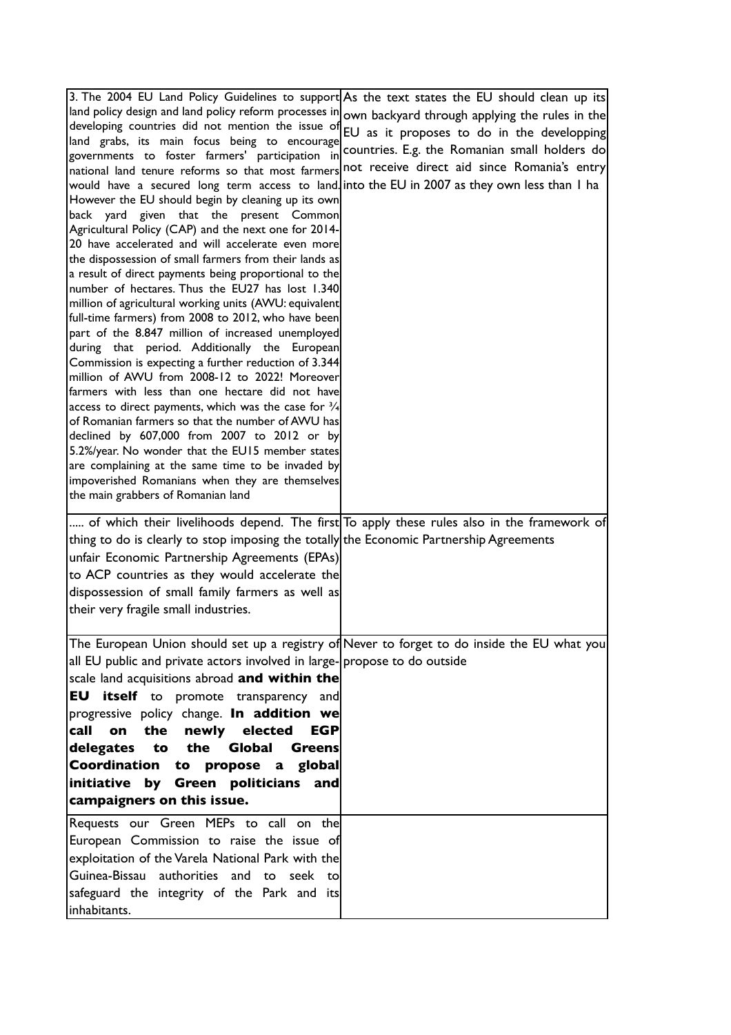| | |
|---|---|
| 3. The 2004 EU Land Policy Guidelines to support land policy design and land policy reform processes in developing countries did not mention the issue of land grabs, its main focus being to encourage governments to foster farmers' participation in national land tenure reforms so that most farmers would have a secured long term access to land. However the EU should begin by cleaning up its own back yard given that the present Common Agricultural Policy (CAP) and the next one for 2014-20 have accelerated and will accelerate even more the dispossession of small farmers from their lands as a result of direct payments being proportional to the number of hectares. Thus the EU27 has lost 1.340 million of agricultural working units (AWU: equivalent full-time farmers) from 2008 to 2012, who have been part of the 8.847 million of increased unemployed during that period. Additionally the European Commission is expecting a further reduction of 3.344 million of AWU from 2008-12 to 2022! Moreover farmers with less than one hectare did not have access to direct payments, which was the case for ¾ of Romanian farmers so that the number of AWU has declined by 607,000 from 2007 to 2012 or by 5.2%/year. No wonder that the EU15 member states are complaining at the same time to be invaded by impoverished Romanians when they are themselves the main grabbers of Romanian land | As the text states the EU should clean up its own backyard through applying the rules in the EU as it proposes to do in the developping countries. E.g. the Romanian small holders do not receive direct aid since Romania's entry into the EU in 2007 as they own less than 1 ha |
| ..... of which their livelihoods depend. The first thing to do is clearly to stop imposing the totally unfair Economic Partnership Agreements (EPAs) to ACP countries as they would accelerate the dispossession of small family farmers as well as their very fragile small industries. | To apply these rules also in the framework of the Economic Partnership Agreements |
| The European Union should set up a registry of all EU public and private actors involved in large-scale land acquisitions abroad **and within the EU itself** to promote transparency and progressive policy change. **In addition we call on the newly elected EGP delegates to the Global Greens Coordination to propose a global initiative by Green politicians and campaigners on this issue.** | Never to forget to do inside the EU what you propose to do outside |
| Requests our Green MEPs to call on the European Commission to raise the issue of exploitation of the Varela National Park with the Guinea-Bissau authorities and to seek to safeguard the integrity of the Park and its inhabitants. | |